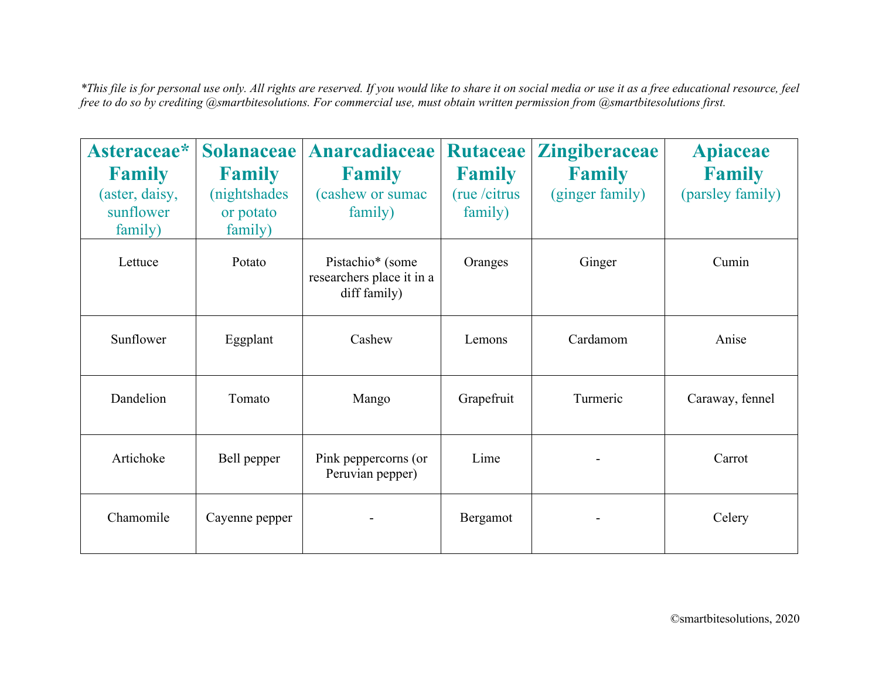*This file is for personal use only. All rights are reserved. If you would like to share it on social media or use it as a free educational resource, feel free to do so by crediting @smartbitesolutions. For commercial use, must obtain written permission from @smartbitesolutions first.*

| **Asteraceae* Family** (aster, daisy, sunflower family) | **Solanaceae Family** (nightshades or potato family) | **Anarcadiaceae Family** (cashew or sumac family) | **Rutaceae Family** (rue /citrus family) | **Zingiberaceae Family** (ginger family) | **Apiaceae Family** (parsley family) |
|---|---|---|---|---|---|
| Lettuce | Potato | Pistachio* (some researchers place it in a diff family) | Oranges | Ginger | Cumin |
| Sunflower | Eggplant | Cashew | Lemons | Cardamom | Anise |
| Dandelion | Tomato | Mango | Grapefruit | Turmeric | Caraway, fennel |
| Artichoke | Bell pepper | Pink peppercorns (or Peruvian pepper) | Lime | - | Carrot |
| Chamomile | Cayenne pepper | - | Bergamot | - | Celery |

©smartbitesolutions, 2020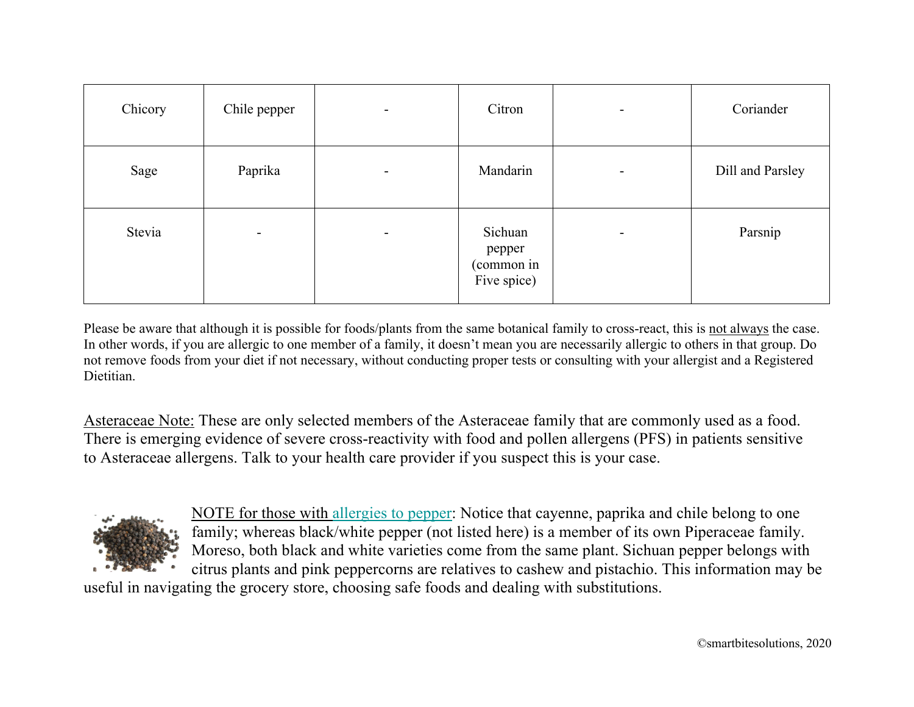| | | | | | |
|---|---|---|---|---|---|
| Chicory | Chile pepper | - | Citron | - | Coriander |
| Sage | Paprika | - | Mandarin | - | Dill and Parsley |
| Stevia | - | - | Sichuan pepper (common in Five spice) | - | Parsnip |

Please be aware that although it is possible for foods/plants from the same botanical family to cross-react, this is not always the case. In other words, if you are allergic to one member of a family, it doesn't mean you are necessarily allergic to others in that group. Do not remove foods from your diet if not necessary, without conducting proper tests or consulting with your allergist and a Registered Dietitian.

Asteraceae Note: These are only selected members of the Asteraceae family that are commonly used as a food. There is emerging evidence of severe cross-reactivity with food and pollen allergens (PFS) in patients sensitive to Asteraceae allergens. Talk to your health care provider if you suspect this is your case.

NOTE for those with allergies to pepper: Notice that cayenne, paprika and chile belong to one family; whereas black/white pepper (not listed here) is a member of its own Piperaceae family. Moreso, both black and white varieties come from the same plant. Sichuan pepper belongs with citrus plants and pink peppercorns are relatives to cashew and pistachio. This information may be useful in navigating the grocery store, choosing safe foods and dealing with substitutions.

©smartbitesolutions, 2020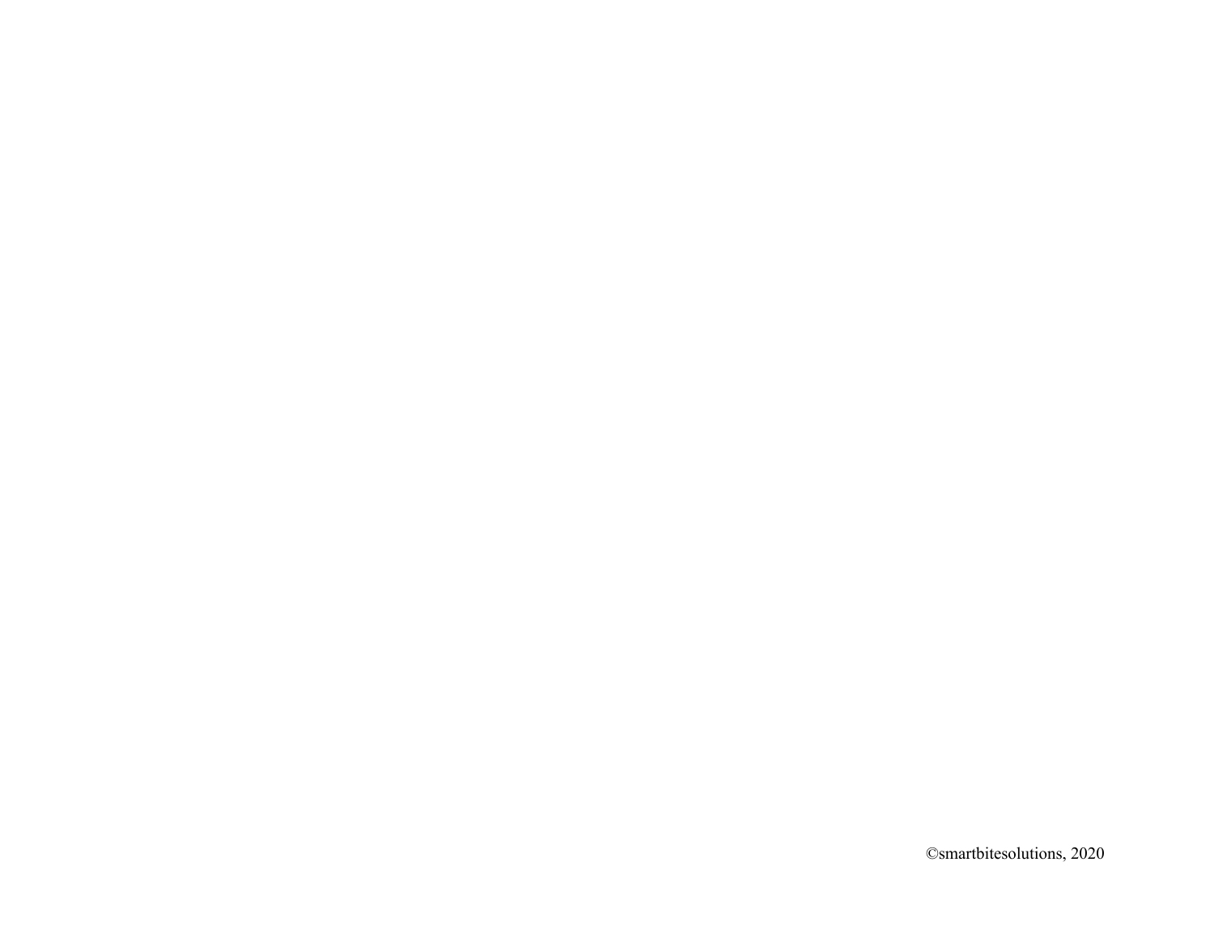©smartbitesolutions, 2020